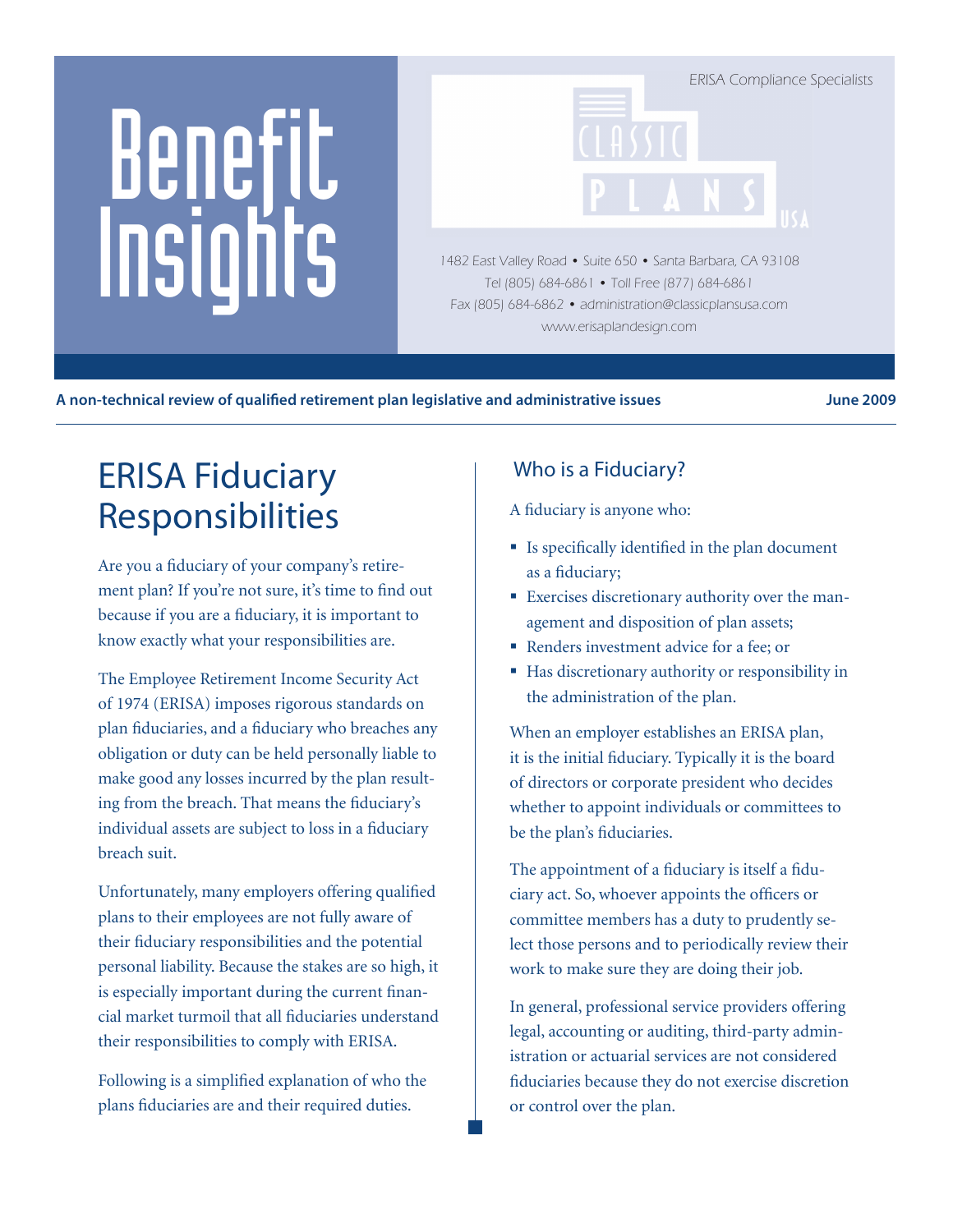# Benefit Insights

ERISA Compliance Specialists

CLASSIC PLANS USA

1482 East Valley Road • Suite 650 • Santa Barbara, CA 93108
Tel (805) 684-6861 • Toll Free (877) 684-6861
Fax (805) 684-6862 • administration@classicplansusa.com
www.erisaplandesign.com

**A non-technical review of qualified retirement plan legislative and administrative issues** **June 2009**

## ERISA Fiduciary Responsibilities

Are you a fiduciary of your company's retirement plan? If you're not sure, it's time to find out because if you are a fiduciary, it is important to know exactly what your responsibilities are.

The Employee Retirement Income Security Act of 1974 (ERISA) imposes rigorous standards on plan fiduciaries, and a fiduciary who breaches any obligation or duty can be held personally liable to make good any losses incurred by the plan resulting from the breach. That means the fiduciary's individual assets are subject to loss in a fiduciary breach suit.

Unfortunately, many employers offering qualified plans to their employees are not fully aware of their fiduciary responsibilities and the potential personal liability. Because the stakes are so high, it is especially important during the current financial market turmoil that all fiduciaries understand their responsibilities to comply with ERISA.

Following is a simplified explanation of who the plans fiduciaries are and their required duties.

### Who is a Fiduciary?

A fiduciary is anyone who:

- Is specifically identified in the plan document as a fiduciary;
- Exercises discretionary authority over the management and disposition of plan assets;
- Renders investment advice for a fee; or
- Has discretionary authority or responsibility in the administration of the plan.

When an employer establishes an ERISA plan, it is the initial fiduciary. Typically it is the board of directors or corporate president who decides whether to appoint individuals or committees to be the plan's fiduciaries.

The appointment of a fiduciary is itself a fiduciary act. So, whoever appoints the officers or committee members has a duty to prudently select those persons and to periodically review their work to make sure they are doing their job.

In general, professional service providers offering legal, accounting or auditing, third-party administration or actuarial services are not considered fiduciaries because they do not exercise discretion or control over the plan.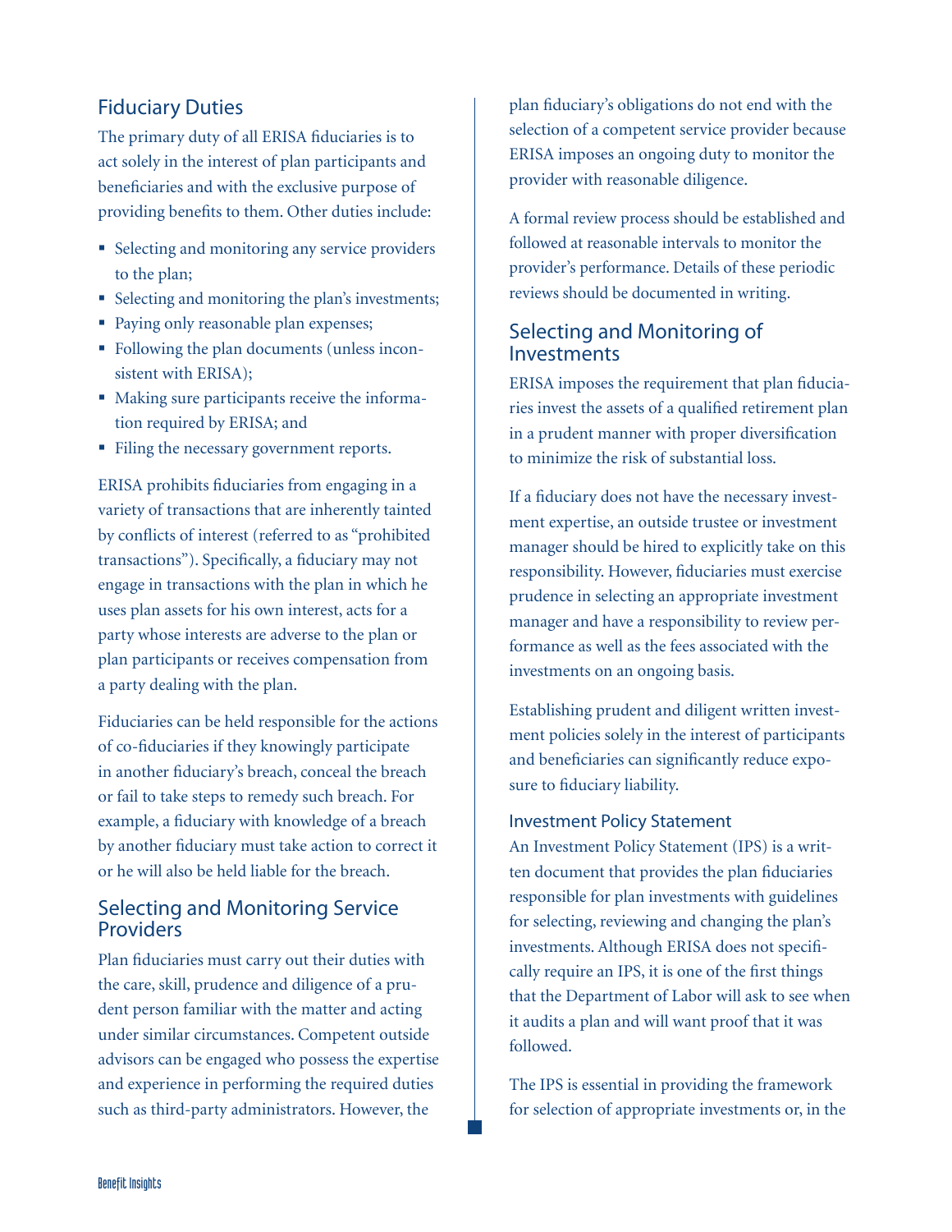## Fiduciary Duties

The primary duty of all ERISA fiduciaries is to act solely in the interest of plan participants and beneficiaries and with the exclusive purpose of providing benefits to them. Other duties include:

- Selecting and monitoring any service providers to the plan;
- Selecting and monitoring the plan's investments;
- Paying only reasonable plan expenses;
- Following the plan documents (unless inconsistent with ERISA);
- Making sure participants receive the information required by ERISA; and
- Filing the necessary government reports.

ERISA prohibits fiduciaries from engaging in a variety of transactions that are inherently tainted by conflicts of interest (referred to as "prohibited transactions"). Specifically, a fiduciary may not engage in transactions with the plan in which he uses plan assets for his own interest, acts for a party whose interests are adverse to the plan or plan participants or receives compensation from a party dealing with the plan.

Fiduciaries can be held responsible for the actions of co-fiduciaries if they knowingly participate in another fiduciary's breach, conceal the breach or fail to take steps to remedy such breach. For example, a fiduciary with knowledge of a breach by another fiduciary must take action to correct it or he will also be held liable for the breach.

## Selecting and Monitoring Service Providers

Plan fiduciaries must carry out their duties with the care, skill, prudence and diligence of a prudent person familiar with the matter and acting under similar circumstances. Competent outside advisors can be engaged who possess the expertise and experience in performing the required duties such as third-party administrators. However, the plan fiduciary's obligations do not end with the selection of a competent service provider because ERISA imposes an ongoing duty to monitor the provider with reasonable diligence.

A formal review process should be established and followed at reasonable intervals to monitor the provider's performance. Details of these periodic reviews should be documented in writing.

## Selecting and Monitoring of Investments

ERISA imposes the requirement that plan fiduciaries invest the assets of a qualified retirement plan in a prudent manner with proper diversification to minimize the risk of substantial loss.

If a fiduciary does not have the necessary investment expertise, an outside trustee or investment manager should be hired to explicitly take on this responsibility. However, fiduciaries must exercise prudence in selecting an appropriate investment manager and have a responsibility to review performance as well as the fees associated with the investments on an ongoing basis.

Establishing prudent and diligent written investment policies solely in the interest of participants and beneficiaries can significantly reduce exposure to fiduciary liability.

### Investment Policy Statement

An Investment Policy Statement (IPS) is a written document that provides the plan fiduciaries responsible for plan investments with guidelines for selecting, reviewing and changing the plan's investments. Although ERISA does not specifically require an IPS, it is one of the first things that the Department of Labor will ask to see when it audits a plan and will want proof that it was followed.

The IPS is essential in providing the framework for selection of appropriate investments or, in the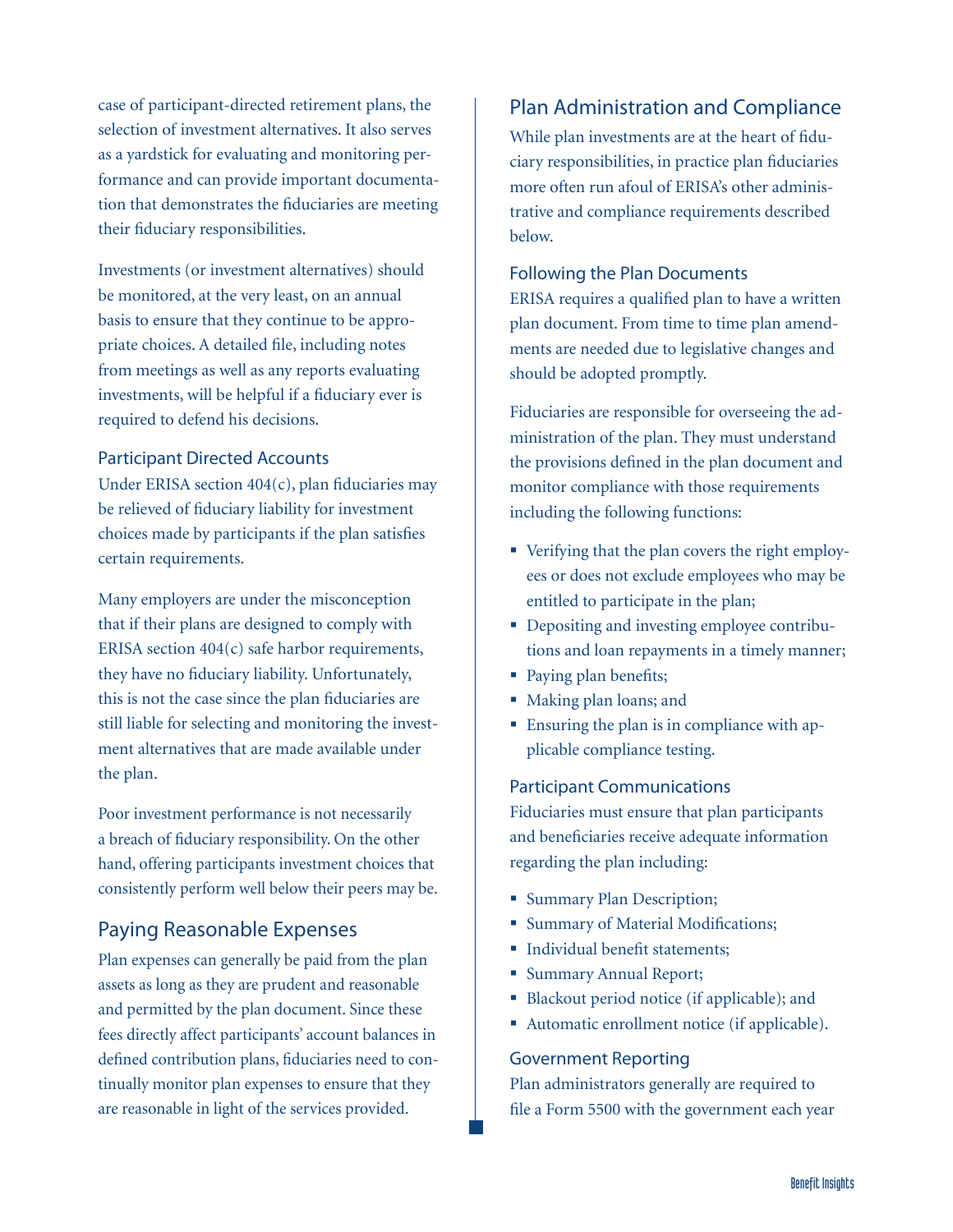case of participant-directed retirement plans, the selection of investment alternatives. It also serves as a yardstick for evaluating and monitoring performance and can provide important documentation that demonstrates the fiduciaries are meeting their fiduciary responsibilities.

Investments (or investment alternatives) should be monitored, at the very least, on an annual basis to ensure that they continue to be appropriate choices. A detailed file, including notes from meetings as well as any reports evaluating investments, will be helpful if a fiduciary ever is required to defend his decisions.

### Participant Directed Accounts

Under ERISA section 404(c), plan fiduciaries may be relieved of fiduciary liability for investment choices made by participants if the plan satisfies certain requirements.

Many employers are under the misconception that if their plans are designed to comply with ERISA section 404(c) safe harbor requirements, they have no fiduciary liability. Unfortunately, this is not the case since the plan fiduciaries are still liable for selecting and monitoring the investment alternatives that are made available under the plan.

Poor investment performance is not necessarily a breach of fiduciary responsibility. On the other hand, offering participants investment choices that consistently perform well below their peers may be.

## Paying Reasonable Expenses

Plan expenses can generally be paid from the plan assets as long as they are prudent and reasonable and permitted by the plan document. Since these fees directly affect participants' account balances in defined contribution plans, fiduciaries need to continually monitor plan expenses to ensure that they are reasonable in light of the services provided.

## Plan Administration and Compliance

While plan investments are at the heart of fiduciary responsibilities, in practice plan fiduciaries more often run afoul of ERISA's other administrative and compliance requirements described below.

### Following the Plan Documents

ERISA requires a qualified plan to have a written plan document. From time to time plan amendments are needed due to legislative changes and should be adopted promptly.

Fiduciaries are responsible for overseeing the administration of the plan. They must understand the provisions defined in the plan document and monitor compliance with those requirements including the following functions:

- Verifying that the plan covers the right employees or does not exclude employees who may be entitled to participate in the plan;
- Depositing and investing employee contributions and loan repayments in a timely manner;
- Paying plan benefits;
- Making plan loans; and
- Ensuring the plan is in compliance with applicable compliance testing.

### Participant Communications

Fiduciaries must ensure that plan participants and beneficiaries receive adequate information regarding the plan including:

- Summary Plan Description;
- Summary of Material Modifications;
- Individual benefit statements;
- Summary Annual Report;
- Blackout period notice (if applicable); and
- Automatic enrollment notice (if applicable).

### Government Reporting

Plan administrators generally are required to file a Form 5500 with the government each year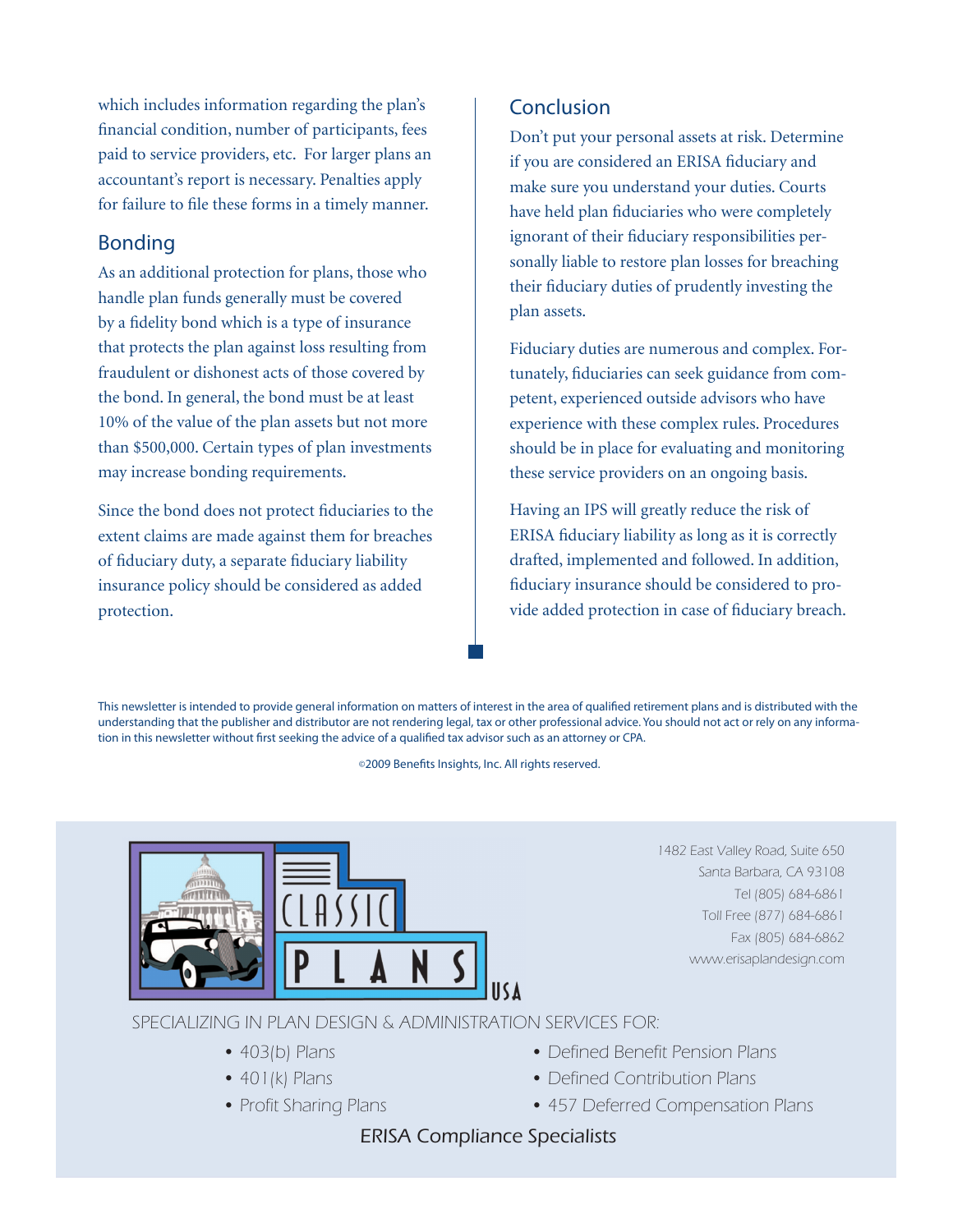which includes information regarding the plan's financial condition, number of participants, fees paid to service providers, etc. For larger plans an accountant's report is necessary. Penalties apply for failure to file these forms in a timely manner.

## Bonding

As an additional protection for plans, those who handle plan funds generally must be covered by a fidelity bond which is a type of insurance that protects the plan against loss resulting from fraudulent or dishonest acts of those covered by the bond. In general, the bond must be at least 10% of the value of the plan assets but not more than $500,000. Certain types of plan investments may increase bonding requirements.

Since the bond does not protect fiduciaries to the extent claims are made against them for breaches of fiduciary duty, a separate fiduciary liability insurance policy should be considered as added protection.

## Conclusion

Don't put your personal assets at risk. Determine if you are considered an ERISA fiduciary and make sure you understand your duties. Courts have held plan fiduciaries who were completely ignorant of their fiduciary responsibilities personally liable to restore plan losses for breaching their fiduciary duties of prudently investing the plan assets.

Fiduciary duties are numerous and complex. Fortunately, fiduciaries can seek guidance from competent, experienced outside advisors who have experience with these complex rules. Procedures should be in place for evaluating and monitoring these service providers on an ongoing basis.

Having an IPS will greatly reduce the risk of ERISA fiduciary liability as long as it is correctly drafted, implemented and followed. In addition, fiduciary insurance should be considered to provide added protection in case of fiduciary breach.

This newsletter is intended to provide general information on matters of interest in the area of qualified retirement plans and is distributed with the understanding that the publisher and distributor are not rendering legal, tax or other professional advice. You should not act or rely on any information in this newsletter without first seeking the advice of a qualified tax advisor such as an attorney or CPA.

©2009 Benefits Insights, Inc. All rights reserved.

CLASSIC PLANS USA

1482 East Valley Road, Suite 650
Santa Barbara, CA 93108
Tel (805) 684-6861
Toll Free (877) 684-6861
Fax (805) 684-6862
www.erisaplandesign.com

SPECIALIZING IN PLAN DESIGN & ADMINISTRATION SERVICES FOR:

- 403(b) Plans
- 401(k) Plans
- Profit Sharing Plans
- Defined Benefit Pension Plans
- Defined Contribution Plans
- 457 Deferred Compensation Plans

ERISA Compliance Specialists